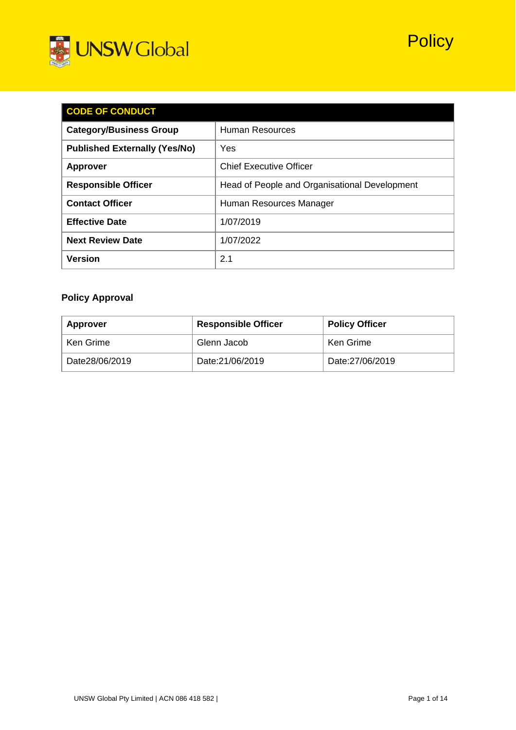UNSW Global

# Policy

| CODE OF CONDUCT | |
|---|---|
| **Category/Business Group** | Human Resources |
| **Published Externally (Yes/No)** | Yes |
| **Approver** | Chief Executive Officer |
| **Responsible Officer** | Head of People and Organisational Development |
| **Contact Officer** | Human Resources Manager |
| **Effective Date** | 1/07/2019 |
| **Next Review Date** | 1/07/2022 |
| **Version** | 2.1 |

### Policy Approval

| Approver | Responsible Officer | Policy Officer |
|---|---|---|
| Ken Grime | Glenn Jacob | Ken Grime |
| Date28/06/2019 | Date:21/06/2019 | Date:27/06/2019 |

UNSW Global Pty Limited | ACN 086 418 582 |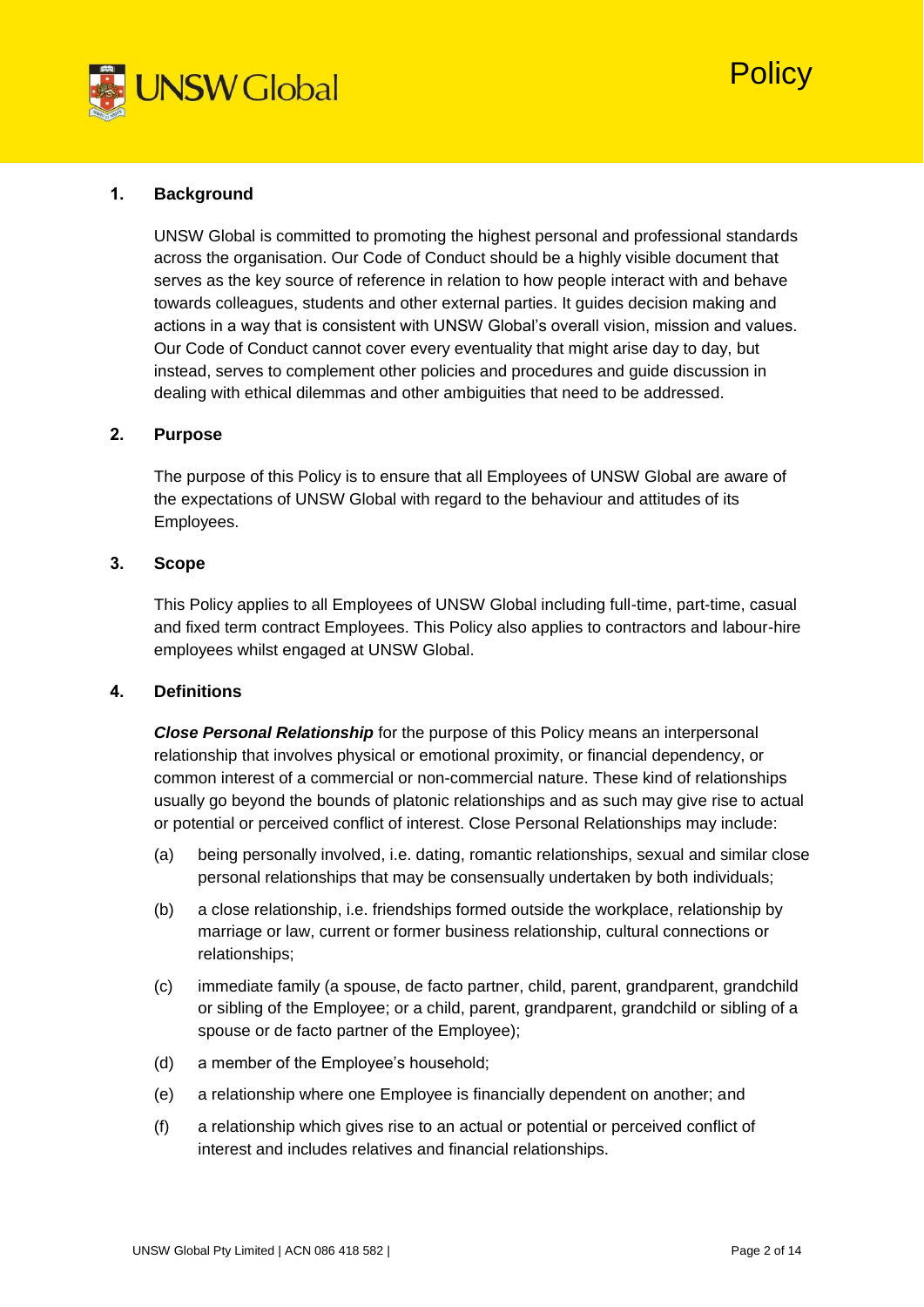## 1. Background

UNSW Global is committed to promoting the highest personal and professional standards across the organisation. Our Code of Conduct should be a highly visible document that serves as the key source of reference in relation to how people interact with and behave towards colleagues, students and other external parties. It guides decision making and actions in a way that is consistent with UNSW Global's overall vision, mission and values. Our Code of Conduct cannot cover every eventuality that might arise day to day, but instead, serves to complement other policies and procedures and guide discussion in dealing with ethical dilemmas and other ambiguities that need to be addressed.

## 2. Purpose

The purpose of this Policy is to ensure that all Employees of UNSW Global are aware of the expectations of UNSW Global with regard to the behaviour and attitudes of its Employees.

## 3. Scope

This Policy applies to all Employees of UNSW Global including full-time, part-time, casual and fixed term contract Employees. This Policy also applies to contractors and labour-hire employees whilst engaged at UNSW Global.

## 4. Definitions

***Close Personal Relationship*** for the purpose of this Policy means an interpersonal relationship that involves physical or emotional proximity, or financial dependency, or common interest of a commercial or non-commercial nature. These kind of relationships usually go beyond the bounds of platonic relationships and as such may give rise to actual or potential or perceived conflict of interest. Close Personal Relationships may include:

(a) being personally involved, i.e. dating, romantic relationships, sexual and similar close personal relationships that may be consensually undertaken by both individuals;

(b) a close relationship, i.e. friendships formed outside the workplace, relationship by marriage or law, current or former business relationship, cultural connections or relationships;

(c) immediate family (a spouse, de facto partner, child, parent, grandparent, grandchild or sibling of the Employee; or a child, parent, grandparent, grandchild or sibling of a spouse or de facto partner of the Employee);

(d) a member of the Employee's household;

(e) a relationship where one Employee is financially dependent on another; and

(f) a relationship which gives rise to an actual or potential or perceived conflict of interest and includes relatives and financial relationships.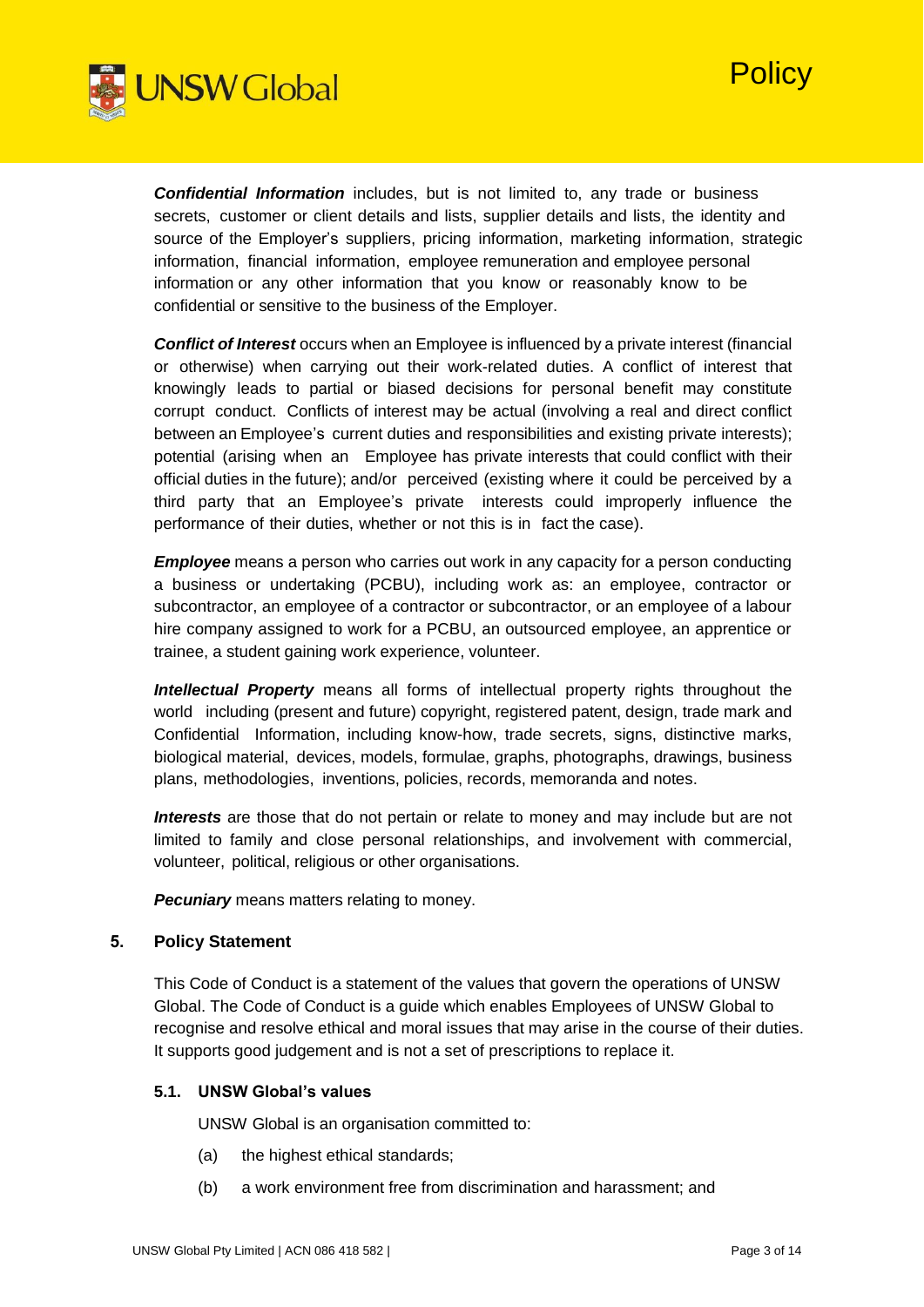***Confidential Information*** includes, but is not limited to, any trade or business secrets, customer or client details and lists, supplier details and lists, the identity and source of the Employer's suppliers, pricing information, marketing information, strategic information, financial information, employee remuneration and employee personal information or any other information that you know or reasonably know to be confidential or sensitive to the business of the Employer.

***Conflict of Interest*** occurs when an Employee is influenced by a private interest (financial or otherwise) when carrying out their work-related duties. A conflict of interest that knowingly leads to partial or biased decisions for personal benefit may constitute corrupt conduct. Conflicts of interest may be actual (involving a real and direct conflict between an Employee's current duties and responsibilities and existing private interests); potential (arising when an Employee has private interests that could conflict with their official duties in the future); and/or perceived (existing where it could be perceived by a third party that an Employee's private interests could improperly influence the performance of their duties, whether or not this is in fact the case).

***Employee*** means a person who carries out work in any capacity for a person conducting a business or undertaking (PCBU), including work as: an employee, contractor or subcontractor, an employee of a contractor or subcontractor, or an employee of a labour hire company assigned to work for a PCBU, an outsourced employee, an apprentice or trainee, a student gaining work experience, volunteer.

***Intellectual Property*** means all forms of intellectual property rights throughout the world including (present and future) copyright, registered patent, design, trade mark and Confidential Information, including know-how, trade secrets, signs, distinctive marks, biological material, devices, models, formulae, graphs, photographs, drawings, business plans, methodologies, inventions, policies, records, memoranda and notes.

***Interests*** are those that do not pertain or relate to money and may include but are not limited to family and close personal relationships, and involvement with commercial, volunteer, political, religious or other organisations.

***Pecuniary*** means matters relating to money.

## 5. Policy Statement

This Code of Conduct is a statement of the values that govern the operations of UNSW Global. The Code of Conduct is a guide which enables Employees of UNSW Global to recognise and resolve ethical and moral issues that may arise in the course of their duties. It supports good judgement and is not a set of prescriptions to replace it.

### 5.1. UNSW Global's values

UNSW Global is an organisation committed to:

(a) the highest ethical standards;

(b) a work environment free from discrimination and harassment; and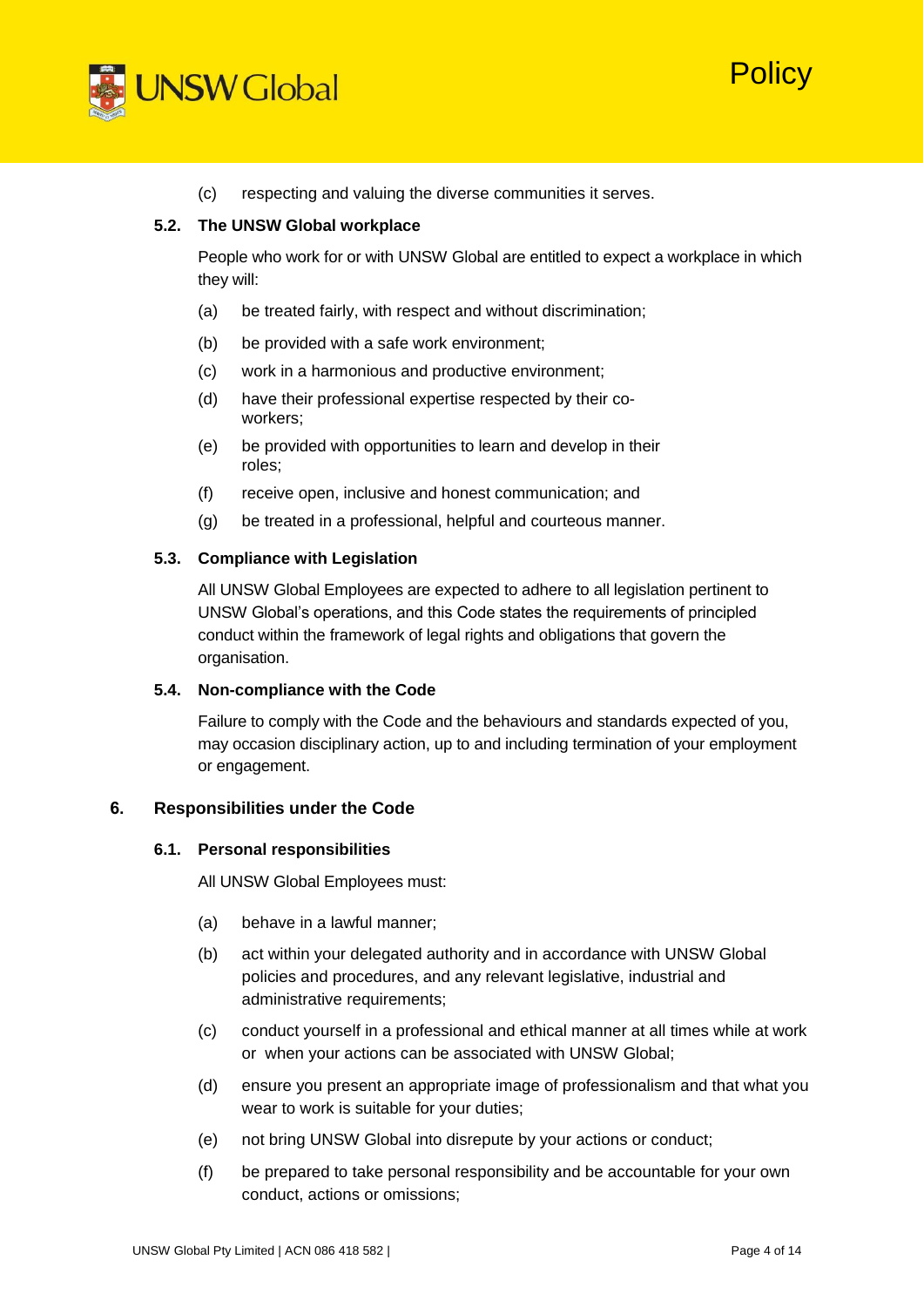(c) respecting and valuing the diverse communities it serves.

### 5.2. The UNSW Global workplace

People who work for or with UNSW Global are entitled to expect a workplace in which they will:

(a) be treated fairly, with respect and without discrimination;

(b) be provided with a safe work environment;

(c) work in a harmonious and productive environment;

(d) have their professional expertise respected by their co-workers;

(e) be provided with opportunities to learn and develop in their roles;

(f) receive open, inclusive and honest communication; and

(g) be treated in a professional, helpful and courteous manner.

### 5.3. Compliance with Legislation

All UNSW Global Employees are expected to adhere to all legislation pertinent to UNSW Global's operations, and this Code states the requirements of principled conduct within the framework of legal rights and obligations that govern the organisation.

### 5.4. Non-compliance with the Code

Failure to comply with the Code and the behaviours and standards expected of you, may occasion disciplinary action, up to and including termination of your employment or engagement.

## 6. Responsibilities under the Code

### 6.1. Personal responsibilities

All UNSW Global Employees must:

(a) behave in a lawful manner;

(b) act within your delegated authority and in accordance with UNSW Global policies and procedures, and any relevant legislative, industrial and administrative requirements;

(c) conduct yourself in a professional and ethical manner at all times while at work or when your actions can be associated with UNSW Global;

(d) ensure you present an appropriate image of professionalism and that what you wear to work is suitable for your duties;

(e) not bring UNSW Global into disrepute by your actions or conduct;

(f) be prepared to take personal responsibility and be accountable for your own conduct, actions or omissions;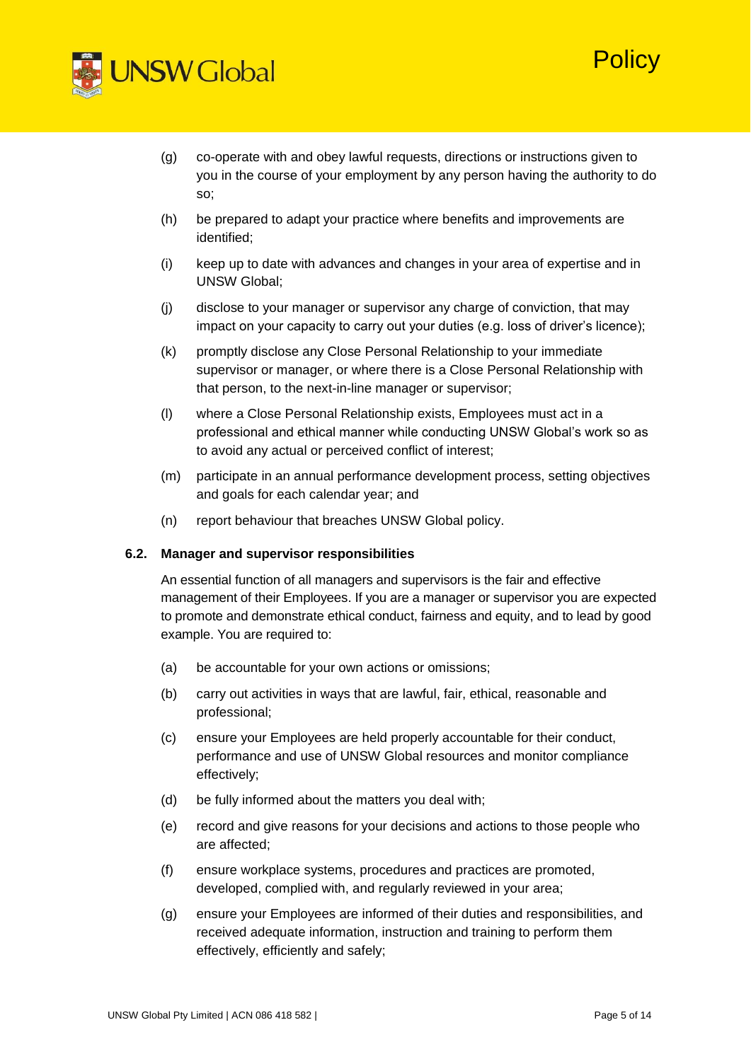(g) co-operate with and obey lawful requests, directions or instructions given to you in the course of your employment by any person having the authority to do so;

(h) be prepared to adapt your practice where benefits and improvements are identified;

(i) keep up to date with advances and changes in your area of expertise and in UNSW Global;

(j) disclose to your manager or supervisor any charge of conviction, that may impact on your capacity to carry out your duties (e.g. loss of driver's licence);

(k) promptly disclose any Close Personal Relationship to your immediate supervisor or manager, or where there is a Close Personal Relationship with that person, to the next-in-line manager or supervisor;

(l) where a Close Personal Relationship exists, Employees must act in a professional and ethical manner while conducting UNSW Global's work so as to avoid any actual or perceived conflict of interest;

(m) participate in an annual performance development process, setting objectives and goals for each calendar year; and

(n) report behaviour that breaches UNSW Global policy.

### 6.2. Manager and supervisor responsibilities

An essential function of all managers and supervisors is the fair and effective management of their Employees. If you are a manager or supervisor you are expected to promote and demonstrate ethical conduct, fairness and equity, and to lead by good example. You are required to:

(a) be accountable for your own actions or omissions;

(b) carry out activities in ways that are lawful, fair, ethical, reasonable and professional;

(c) ensure your Employees are held properly accountable for their conduct, performance and use of UNSW Global resources and monitor compliance effectively;

(d) be fully informed about the matters you deal with;

(e) record and give reasons for your decisions and actions to those people who are affected;

(f) ensure workplace systems, procedures and practices are promoted, developed, complied with, and regularly reviewed in your area;

(g) ensure your Employees are informed of their duties and responsibilities, and received adequate information, instruction and training to perform them effectively, efficiently and safely;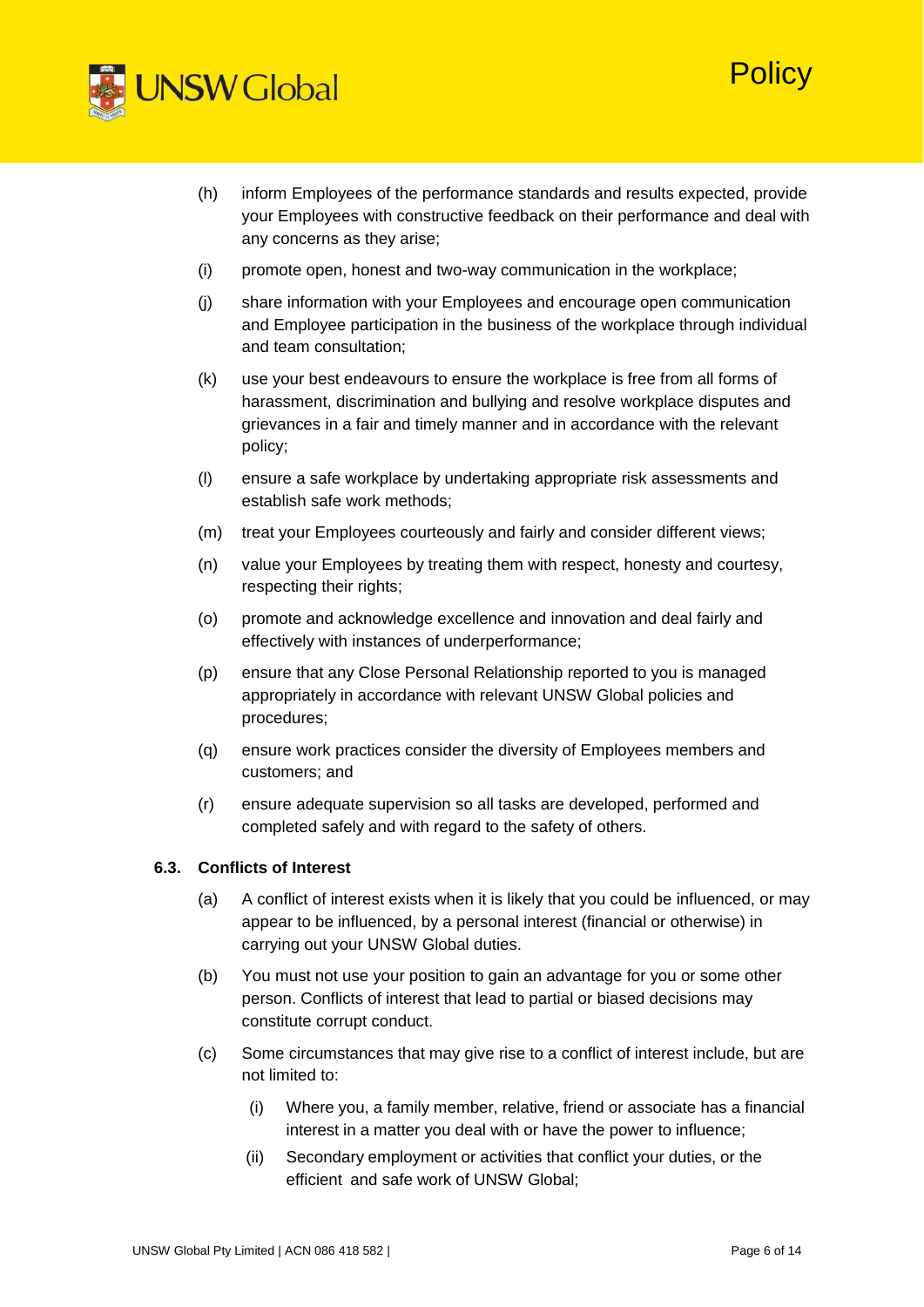(h) inform Employees of the performance standards and results expected, provide your Employees with constructive feedback on their performance and deal with any concerns as they arise;

(i) promote open, honest and two-way communication in the workplace;

(j) share information with your Employees and encourage open communication and Employee participation in the business of the workplace through individual and team consultation;

(k) use your best endeavours to ensure the workplace is free from all forms of harassment, discrimination and bullying and resolve workplace disputes and grievances in a fair and timely manner and in accordance with the relevant policy;

(l) ensure a safe workplace by undertaking appropriate risk assessments and establish safe work methods;

(m) treat your Employees courteously and fairly and consider different views;

(n) value your Employees by treating them with respect, honesty and courtesy, respecting their rights;

(o) promote and acknowledge excellence and innovation and deal fairly and effectively with instances of underperformance;

(p) ensure that any Close Personal Relationship reported to you is managed appropriately in accordance with relevant UNSW Global policies and procedures;

(q) ensure work practices consider the diversity of Employees members and customers; and

(r) ensure adequate supervision so all tasks are developed, performed and completed safely and with regard to the safety of others.

### 6.3. Conflicts of Interest

(a) A conflict of interest exists when it is likely that you could be influenced, or may appear to be influenced, by a personal interest (financial or otherwise) in carrying out your UNSW Global duties.

(b) You must not use your position to gain an advantage for you or some other person. Conflicts of interest that lead to partial or biased decisions may constitute corrupt conduct.

(c) Some circumstances that may give rise to a conflict of interest include, but are not limited to:

   (i) Where you, a family member, relative, friend or associate has a financial interest in a matter you deal with or have the power to influence;

   (ii) Secondary employment or activities that conflict your duties, or the efficient and safe work of UNSW Global;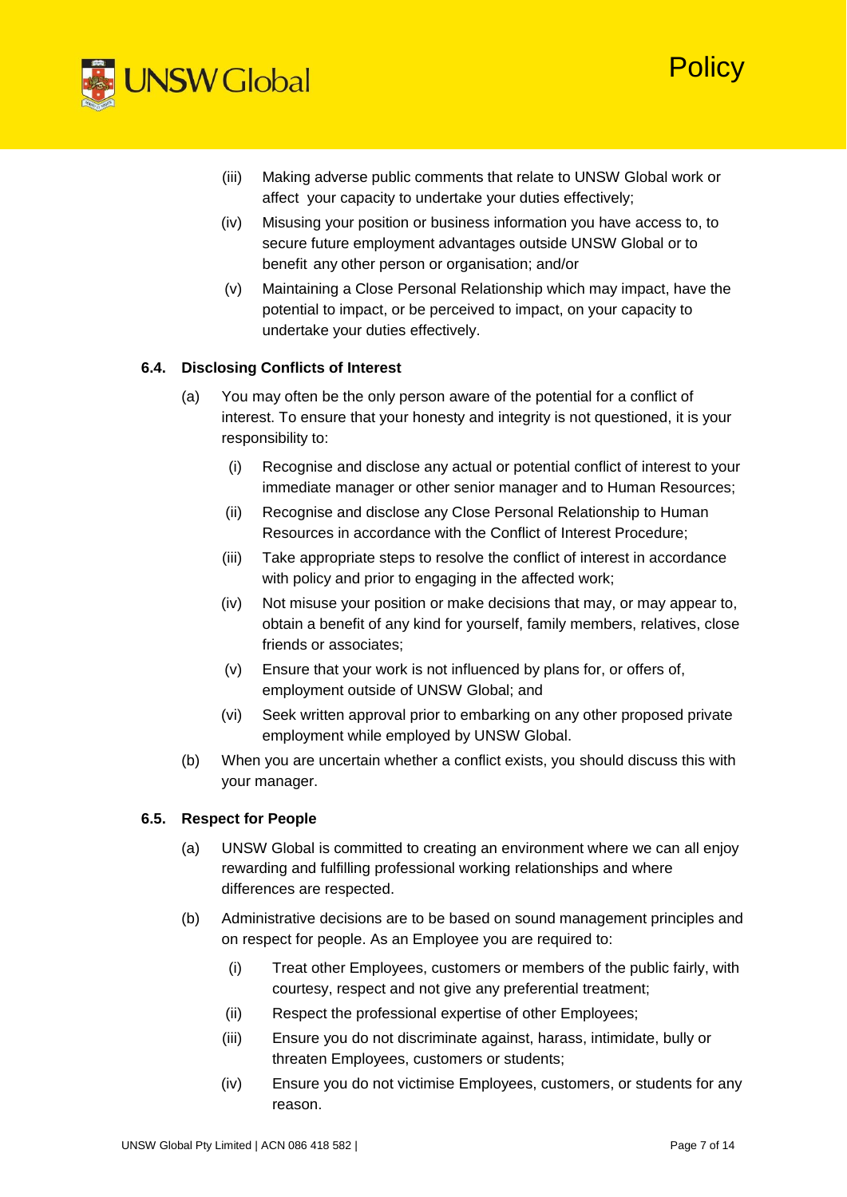(iii) Making adverse public comments that relate to UNSW Global work or affect your capacity to undertake your duties effectively;

(iv) Misusing your position or business information you have access to, to secure future employment advantages outside UNSW Global or to benefit any other person or organisation; and/or

(v) Maintaining a Close Personal Relationship which may impact, have the potential to impact, or be perceived to impact, on your capacity to undertake your duties effectively.

### 6.4. Disclosing Conflicts of Interest

(a) You may often be the only person aware of the potential for a conflict of interest. To ensure that your honesty and integrity is not questioned, it is your responsibility to:

- (i) Recognise and disclose any actual or potential conflict of interest to your immediate manager or other senior manager and to Human Resources;
- (ii) Recognise and disclose any Close Personal Relationship to Human Resources in accordance with the Conflict of Interest Procedure;
- (iii) Take appropriate steps to resolve the conflict of interest in accordance with policy and prior to engaging in the affected work;
- (iv) Not misuse your position or make decisions that may, or may appear to, obtain a benefit of any kind for yourself, family members, relatives, close friends or associates;
- (v) Ensure that your work is not influenced by plans for, or offers of, employment outside of UNSW Global; and
- (vi) Seek written approval prior to embarking on any other proposed private employment while employed by UNSW Global.

(b) When you are uncertain whether a conflict exists, you should discuss this with your manager.

### 6.5. Respect for People

(a) UNSW Global is committed to creating an environment where we can all enjoy rewarding and fulfilling professional working relationships and where differences are respected.

(b) Administrative decisions are to be based on sound management principles and on respect for people. As an Employee you are required to:

- (i) Treat other Employees, customers or members of the public fairly, with courtesy, respect and not give any preferential treatment;
- (ii) Respect the professional expertise of other Employees;
- (iii) Ensure you do not discriminate against, harass, intimidate, bully or threaten Employees, customers or students;
- (iv) Ensure you do not victimise Employees, customers, or students for any reason.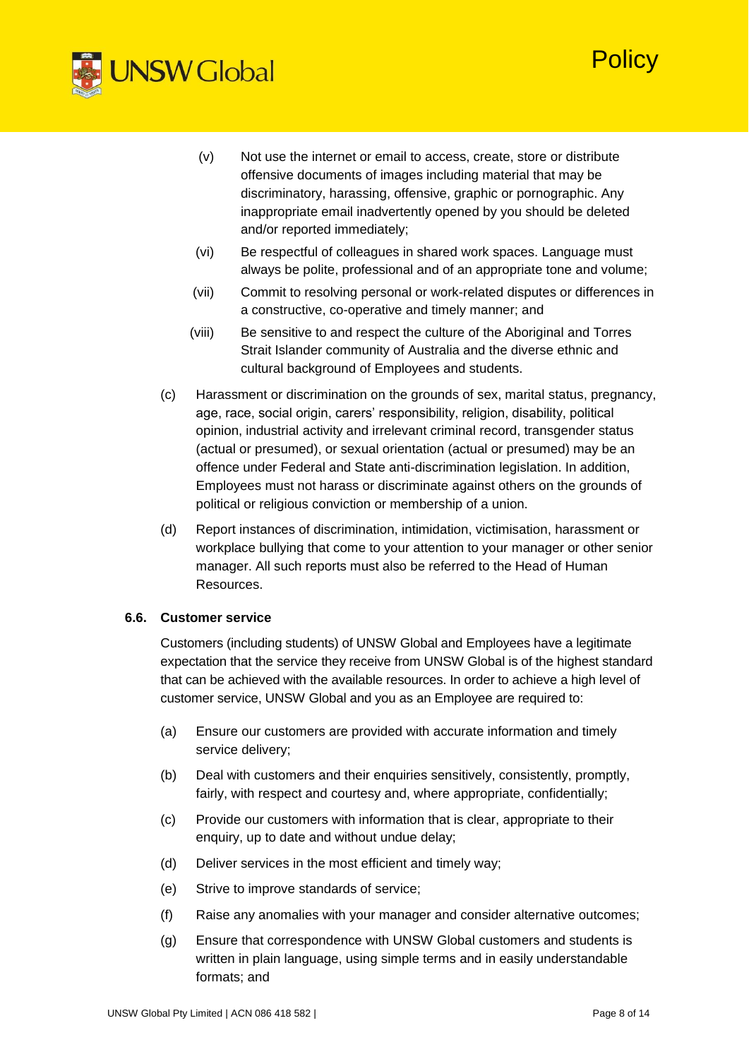(v) Not use the internet or email to access, create, store or distribute offensive documents of images including material that may be discriminatory, harassing, offensive, graphic or pornographic. Any inappropriate email inadvertently opened by you should be deleted and/or reported immediately;

(vi) Be respectful of colleagues in shared work spaces. Language must always be polite, professional and of an appropriate tone and volume;

(vii) Commit to resolving personal or work-related disputes or differences in a constructive, co-operative and timely manner; and

(viii) Be sensitive to and respect the culture of the Aboriginal and Torres Strait Islander community of Australia and the diverse ethnic and cultural background of Employees and students.

(c) Harassment or discrimination on the grounds of sex, marital status, pregnancy, age, race, social origin, carers' responsibility, religion, disability, political opinion, industrial activity and irrelevant criminal record, transgender status (actual or presumed), or sexual orientation (actual or presumed) may be an offence under Federal and State anti-discrimination legislation. In addition, Employees must not harass or discriminate against others on the grounds of political or religious conviction or membership of a union.

(d) Report instances of discrimination, intimidation, victimisation, harassment or workplace bullying that come to your attention to your manager or other senior manager. All such reports must also be referred to the Head of Human Resources.

### 6.6. Customer service

Customers (including students) of UNSW Global and Employees have a legitimate expectation that the service they receive from UNSW Global is of the highest standard that can be achieved with the available resources. In order to achieve a high level of customer service, UNSW Global and you as an Employee are required to:

(a) Ensure our customers are provided with accurate information and timely service delivery;

(b) Deal with customers and their enquiries sensitively, consistently, promptly, fairly, with respect and courtesy and, where appropriate, confidentially;

(c) Provide our customers with information that is clear, appropriate to their enquiry, up to date and without undue delay;

(d) Deliver services in the most efficient and timely way;

(e) Strive to improve standards of service;

(f) Raise any anomalies with your manager and consider alternative outcomes;

(g) Ensure that correspondence with UNSW Global customers and students is written in plain language, using simple terms and in easily understandable formats; and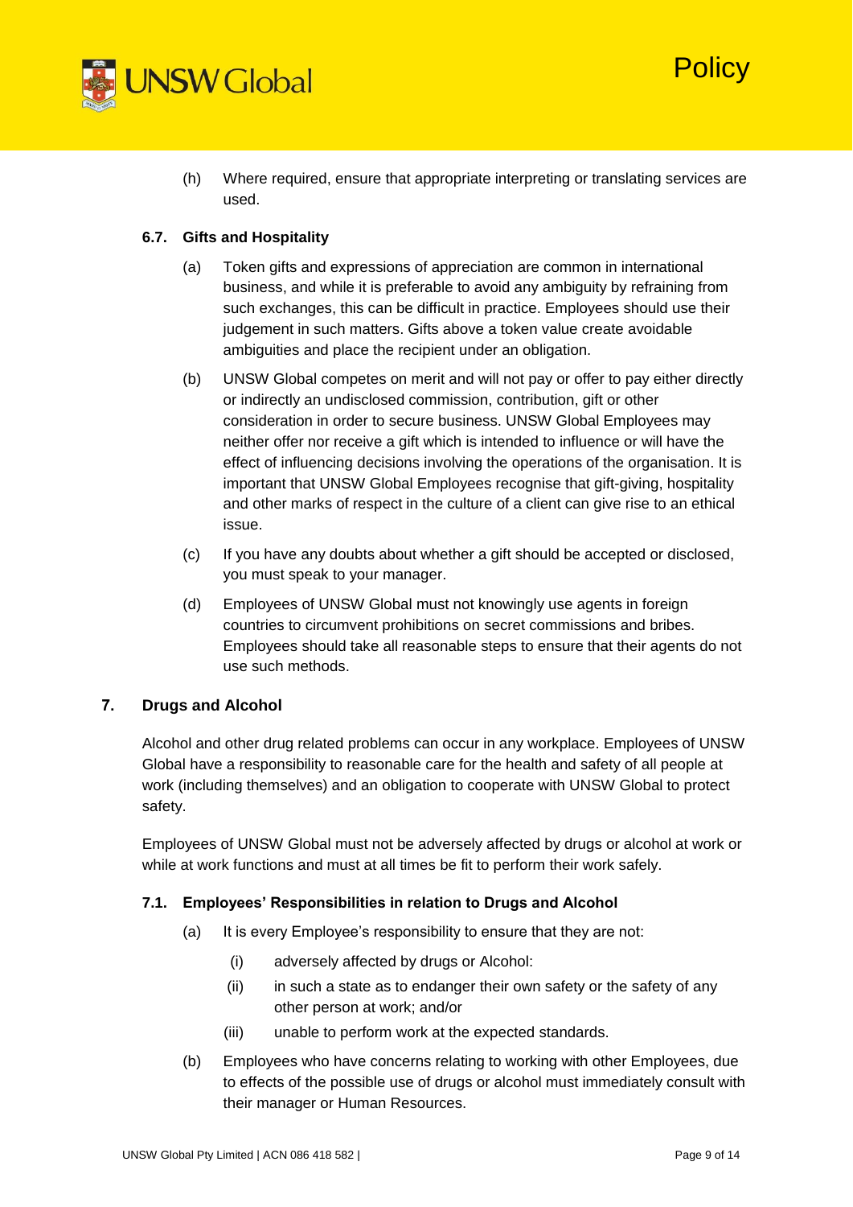(h) Where required, ensure that appropriate interpreting or translating services are used.

### 6.7. Gifts and Hospitality

(a) Token gifts and expressions of appreciation are common in international business, and while it is preferable to avoid any ambiguity by refraining from such exchanges, this can be difficult in practice. Employees should use their judgement in such matters. Gifts above a token value create avoidable ambiguities and place the recipient under an obligation.

(b) UNSW Global competes on merit and will not pay or offer to pay either directly or indirectly an undisclosed commission, contribution, gift or other consideration in order to secure business. UNSW Global Employees may neither offer nor receive a gift which is intended to influence or will have the effect of influencing decisions involving the operations of the organisation. It is important that UNSW Global Employees recognise that gift-giving, hospitality and other marks of respect in the culture of a client can give rise to an ethical issue.

(c) If you have any doubts about whether a gift should be accepted or disclosed, you must speak to your manager.

(d) Employees of UNSW Global must not knowingly use agents in foreign countries to circumvent prohibitions on secret commissions and bribes. Employees should take all reasonable steps to ensure that their agents do not use such methods.

## 7. Drugs and Alcohol

Alcohol and other drug related problems can occur in any workplace. Employees of UNSW Global have a responsibility to reasonable care for the health and safety of all people at work (including themselves) and an obligation to cooperate with UNSW Global to protect safety.

Employees of UNSW Global must not be adversely affected by drugs or alcohol at work or while at work functions and must at all times be fit to perform their work safely.

### 7.1. Employees' Responsibilities in relation to Drugs and Alcohol

(a) It is every Employee's responsibility to ensure that they are not:

   (i) adversely affected by drugs or Alcohol:

   (ii) in such a state as to endanger their own safety or the safety of any other person at work; and/or

   (iii) unable to perform work at the expected standards.

(b) Employees who have concerns relating to working with other Employees, due to effects of the possible use of drugs or alcohol must immediately consult with their manager or Human Resources.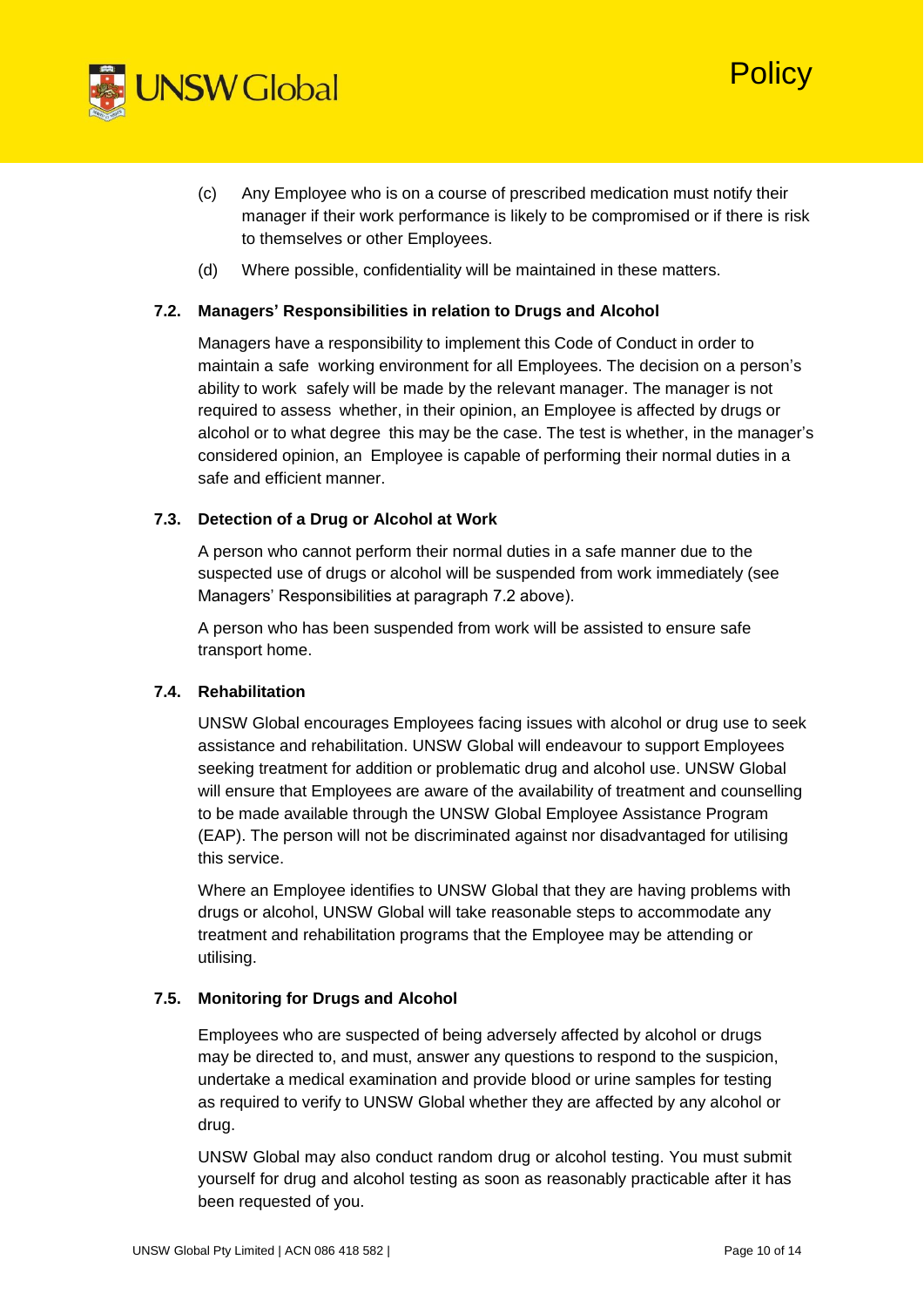(c) Any Employee who is on a course of prescribed medication must notify their manager if their work performance is likely to be compromised or if there is risk to themselves or other Employees.

(d) Where possible, confidentiality will be maintained in these matters.

### 7.2. Managers' Responsibilities in relation to Drugs and Alcohol

Managers have a responsibility to implement this Code of Conduct in order to maintain a safe working environment for all Employees. The decision on a person's ability to work safely will be made by the relevant manager. The manager is not required to assess whether, in their opinion, an Employee is affected by drugs or alcohol or to what degree this may be the case. The test is whether, in the manager's considered opinion, an Employee is capable of performing their normal duties in a safe and efficient manner.

### 7.3. Detection of a Drug or Alcohol at Work

A person who cannot perform their normal duties in a safe manner due to the suspected use of drugs or alcohol will be suspended from work immediately (see Managers' Responsibilities at paragraph 7.2 above).

A person who has been suspended from work will be assisted to ensure safe transport home.

### 7.4. Rehabilitation

UNSW Global encourages Employees facing issues with alcohol or drug use to seek assistance and rehabilitation. UNSW Global will endeavour to support Employees seeking treatment for addition or problematic drug and alcohol use. UNSW Global will ensure that Employees are aware of the availability of treatment and counselling to be made available through the UNSW Global Employee Assistance Program (EAP). The person will not be discriminated against nor disadvantaged for utilising this service.

Where an Employee identifies to UNSW Global that they are having problems with drugs or alcohol, UNSW Global will take reasonable steps to accommodate any treatment and rehabilitation programs that the Employee may be attending or utilising.

### 7.5. Monitoring for Drugs and Alcohol

Employees who are suspected of being adversely affected by alcohol or drugs may be directed to, and must, answer any questions to respond to the suspicion, undertake a medical examination and provide blood or urine samples for testing as required to verify to UNSW Global whether they are affected by any alcohol or drug.

UNSW Global may also conduct random drug or alcohol testing. You must submit yourself for drug and alcohol testing as soon as reasonably practicable after it has been requested of you.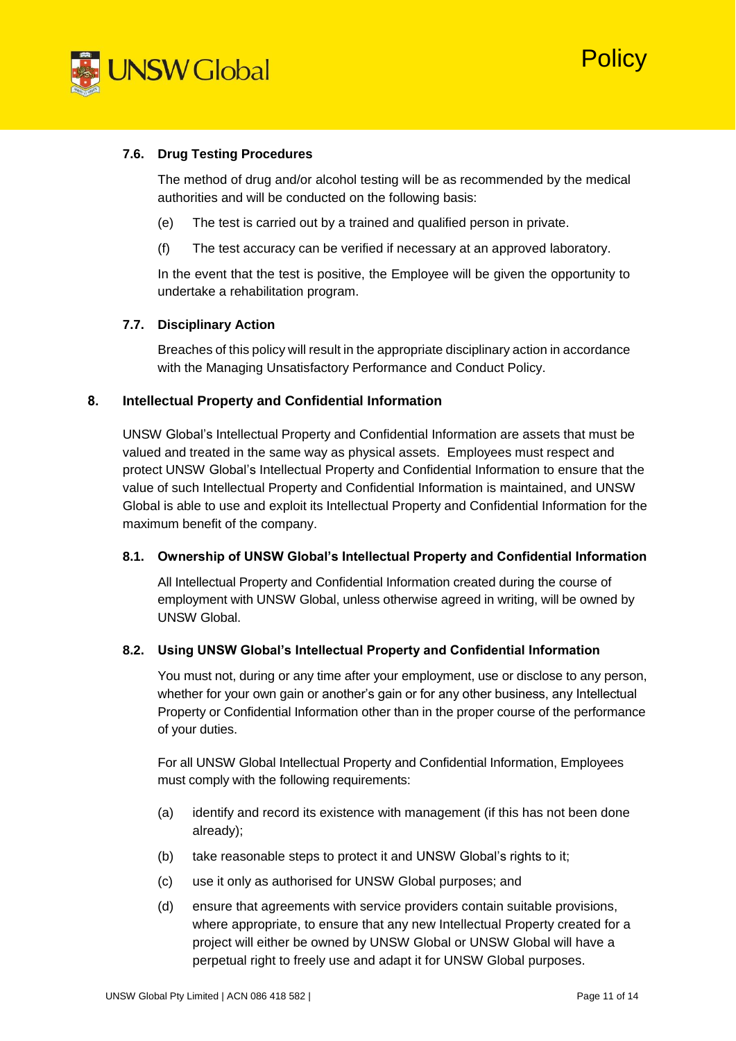### 7.6. Drug Testing Procedures

The method of drug and/or alcohol testing will be as recommended by the medical authorities and will be conducted on the following basis:

(e) The test is carried out by a trained and qualified person in private.

(f) The test accuracy can be verified if necessary at an approved laboratory.

In the event that the test is positive, the Employee will be given the opportunity to undertake a rehabilitation program.

### 7.7. Disciplinary Action

Breaches of this policy will result in the appropriate disciplinary action in accordance with the Managing Unsatisfactory Performance and Conduct Policy.

## 8. Intellectual Property and Confidential Information

UNSW Global's Intellectual Property and Confidential Information are assets that must be valued and treated in the same way as physical assets. Employees must respect and protect UNSW Global's Intellectual Property and Confidential Information to ensure that the value of such Intellectual Property and Confidential Information is maintained, and UNSW Global is able to use and exploit its Intellectual Property and Confidential Information for the maximum benefit of the company.

### 8.1. Ownership of UNSW Global's Intellectual Property and Confidential Information

All Intellectual Property and Confidential Information created during the course of employment with UNSW Global, unless otherwise agreed in writing, will be owned by UNSW Global.

### 8.2. Using UNSW Global's Intellectual Property and Confidential Information

You must not, during or any time after your employment, use or disclose to any person, whether for your own gain or another's gain or for any other business, any Intellectual Property or Confidential Information other than in the proper course of the performance of your duties.

For all UNSW Global Intellectual Property and Confidential Information, Employees must comply with the following requirements:

(a) identify and record its existence with management (if this has not been done already);

(b) take reasonable steps to protect it and UNSW Global's rights to it;

(c) use it only as authorised for UNSW Global purposes; and

(d) ensure that agreements with service providers contain suitable provisions, where appropriate, to ensure that any new Intellectual Property created for a project will either be owned by UNSW Global or UNSW Global will have a perpetual right to freely use and adapt it for UNSW Global purposes.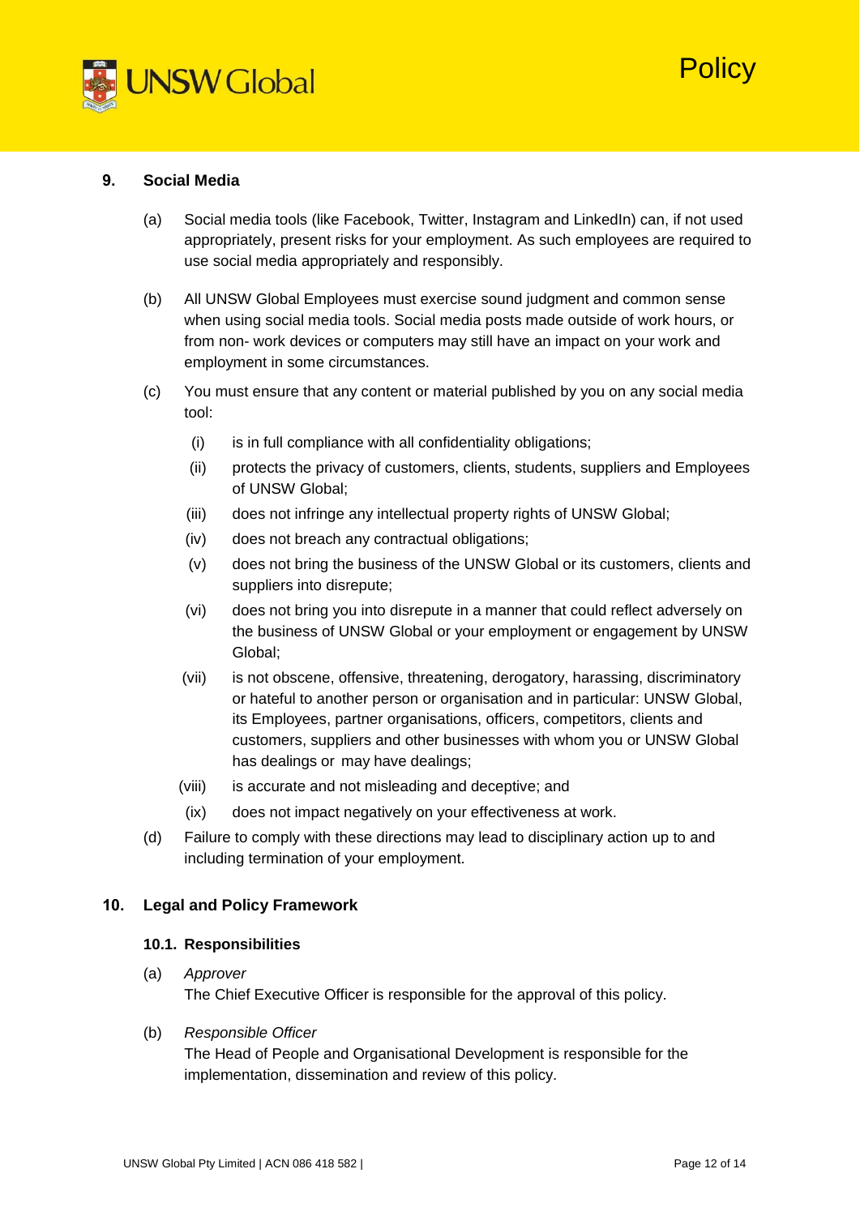## 9. Social Media

(a) Social media tools (like Facebook, Twitter, Instagram and LinkedIn) can, if not used appropriately, present risks for your employment. As such employees are required to use social media appropriately and responsibly.

(b) All UNSW Global Employees must exercise sound judgment and common sense when using social media tools. Social media posts made outside of work hours, or from non- work devices or computers may still have an impact on your work and employment in some circumstances.

(c) You must ensure that any content or material published by you on any social media tool:

  (i) is in full compliance with all confidentiality obligations;

  (ii) protects the privacy of customers, clients, students, suppliers and Employees of UNSW Global;

  (iii) does not infringe any intellectual property rights of UNSW Global;

  (iv) does not breach any contractual obligations;

  (v) does not bring the business of the UNSW Global or its customers, clients and suppliers into disrepute;

  (vi) does not bring you into disrepute in a manner that could reflect adversely on the business of UNSW Global or your employment or engagement by UNSW Global;

  (vii) is not obscene, offensive, threatening, derogatory, harassing, discriminatory or hateful to another person or organisation and in particular: UNSW Global, its Employees, partner organisations, officers, competitors, clients and customers, suppliers and other businesses with whom you or UNSW Global has dealings or may have dealings;

  (viii) is accurate and not misleading and deceptive; and

  (ix) does not impact negatively on your effectiveness at work.

(d) Failure to comply with these directions may lead to disciplinary action up to and including termination of your employment.

## 10. Legal and Policy Framework

### 10.1. Responsibilities

(a) *Approver*
The Chief Executive Officer is responsible for the approval of this policy.

(b) *Responsible Officer*
The Head of People and Organisational Development is responsible for the implementation, dissemination and review of this policy.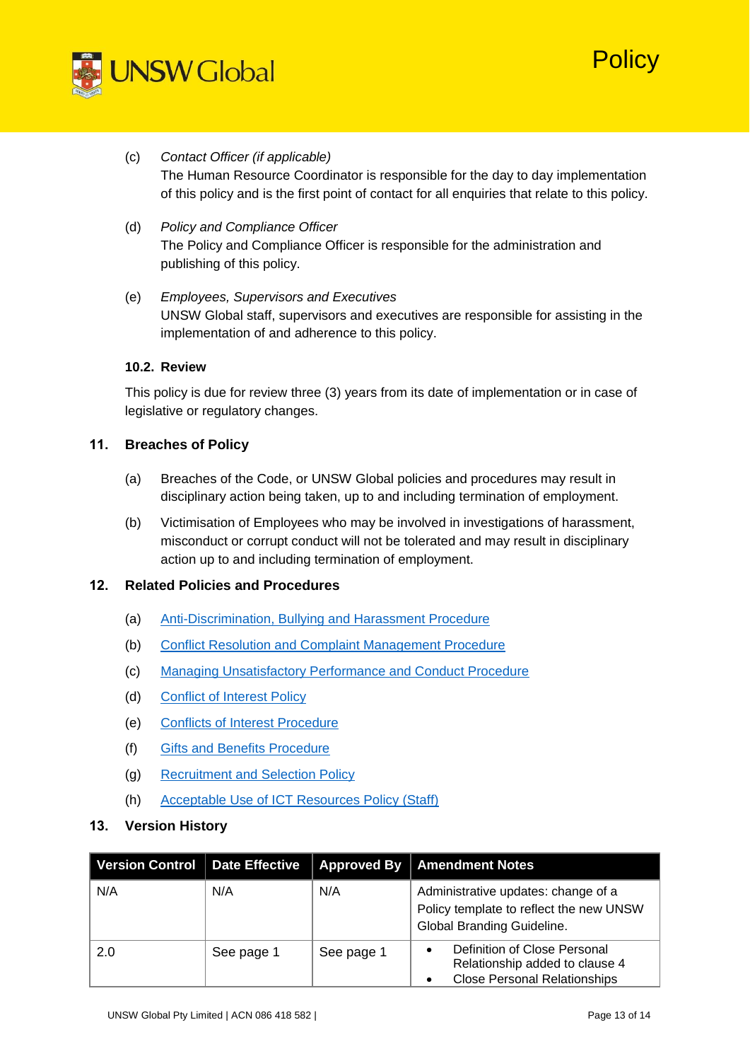(c) *Contact Officer (if applicable)*
The Human Resource Coordinator is responsible for the day to day implementation of this policy and is the first point of contact for all enquiries that relate to this policy.

(d) *Policy and Compliance Officer*
The Policy and Compliance Officer is responsible for the administration and publishing of this policy.

(e) *Employees, Supervisors and Executives*
UNSW Global staff, supervisors and executives are responsible for assisting in the implementation of and adherence to this policy.

### 10.2. Review

This policy is due for review three (3) years from its date of implementation or in case of legislative or regulatory changes.

## 11. Breaches of Policy

(a) Breaches of the Code, or UNSW Global policies and procedures may result in disciplinary action being taken, up to and including termination of employment.

(b) Victimisation of Employees who may be involved in investigations of harassment, misconduct or corrupt conduct will not be tolerated and may result in disciplinary action up to and including termination of employment.

## 12. Related Policies and Procedures

(a) Anti-Discrimination, Bullying and Harassment Procedure

(b) Conflict Resolution and Complaint Management Procedure

(c) Managing Unsatisfactory Performance and Conduct Procedure

(d) Conflict of Interest Policy

(e) Conflicts of Interest Procedure

(f) Gifts and Benefits Procedure

(g) Recruitment and Selection Policy

(h) Acceptable Use of ICT Resources Policy (Staff)

## 13. Version History

| Version Control | Date Effective | Approved By | Amendment Notes |
|---|---|---|---|
| N/A | N/A | N/A | Administrative updates: change of a Policy template to reflect the new UNSW Global Branding Guideline. |
| 2.0 | See page 1 | See page 1 | • Definition of Close Personal Relationship added to clause 4<br>• Close Personal Relationships |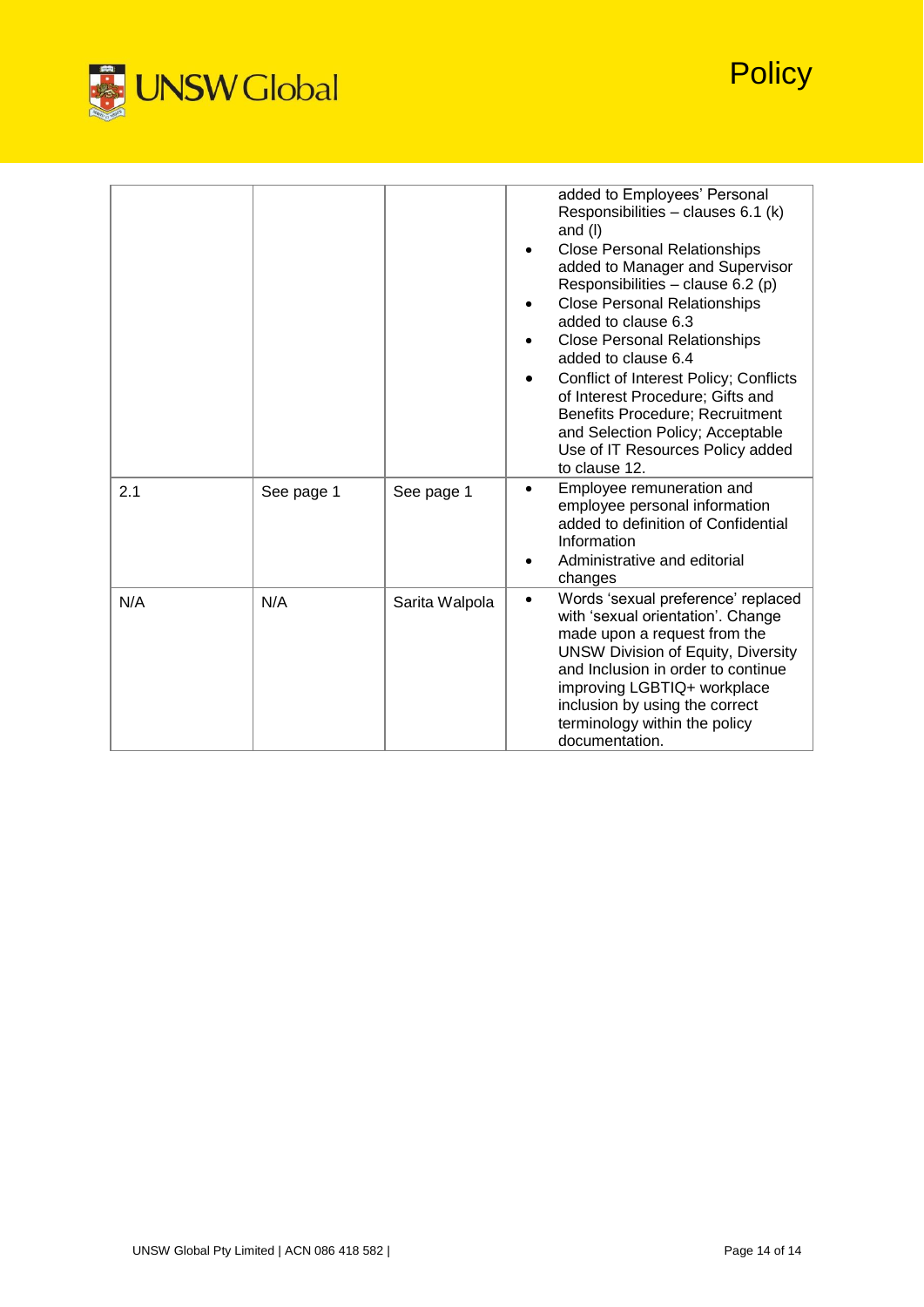| | | | |
|---|---|---|---|
| | | | added to Employees' Personal Responsibilities – clauses 6.1 (k) and (l)<br>• Close Personal Relationships added to Manager and Supervisor Responsibilities – clause 6.2 (p)<br>• Close Personal Relationships added to clause 6.3<br>• Close Personal Relationships added to clause 6.4<br>• Conflict of Interest Policy; Conflicts of Interest Procedure; Gifts and Benefits Procedure; Recruitment and Selection Policy; Acceptable Use of IT Resources Policy added to clause 12. |
| 2.1 | See page 1 | See page 1 | • Employee remuneration and employee personal information added to definition of Confidential Information<br>• Administrative and editorial changes |
| N/A | N/A | Sarita Walpola | • Words 'sexual preference' replaced with 'sexual orientation'. Change made upon a request from the UNSW Division of Equity, Diversity and Inclusion in order to continue improving LGBTIQ+ workplace inclusion by using the correct terminology within the policy documentation. |